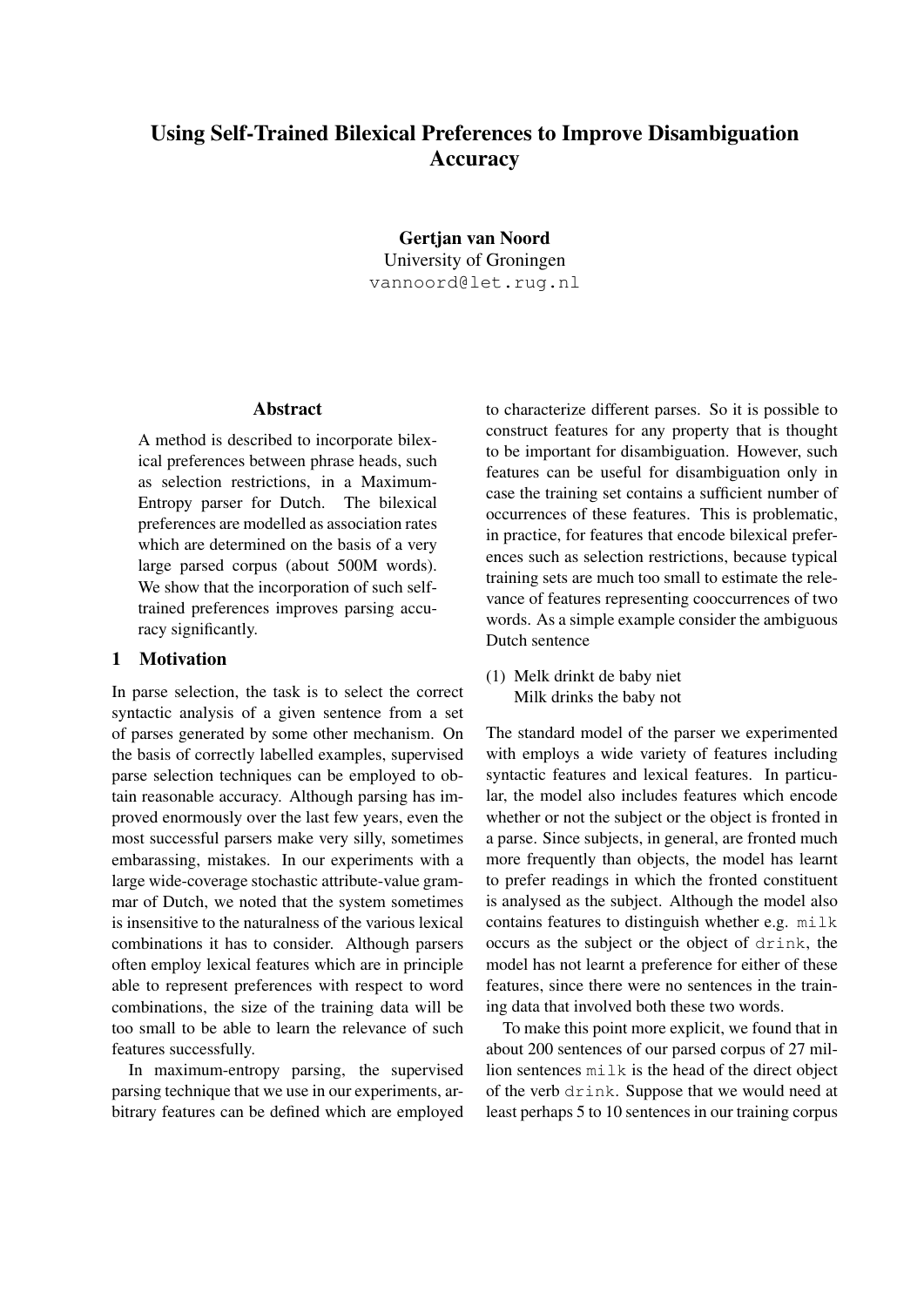# Using Self-Trained Bilexical Preferences to Improve Disambiguation Accuracy

**Gertjan van Noord**
University of Groningen
`vannoord@let.rug.nl`

## Abstract

A method is described to incorporate bilexical preferences between phrase heads, such as selection restrictions, in a Maximum-Entropy parser for Dutch. The bilexical preferences are modelled as association rates which are determined on the basis of a very large parsed corpus (about 500M words). We show that the incorporation of such self-trained preferences improves parsing accuracy significantly.

## 1 Motivation

In parse selection, the task is to select the correct syntactic analysis of a given sentence from a set of parses generated by some other mechanism. On the basis of correctly labelled examples, supervised parse selection techniques can be employed to obtain reasonable accuracy. Although parsing has improved enormously over the last few years, even the most successful parsers make very silly, sometimes embarassing, mistakes. In our experiments with a large wide-coverage stochastic attribute-value grammar of Dutch, we noted that the system sometimes is insensitive to the naturalness of the various lexical combinations it has to consider. Although parsers often employ lexical features which are in principle able to represent preferences with respect to word combinations, the size of the training data will be too small to be able to learn the relevance of such features successfully.

In maximum-entropy parsing, the supervised parsing technique that we use in our experiments, arbitrary features can be defined which are employed to characterize different parses. So it is possible to construct features for any property that is thought to be important for disambiguation. However, such features can be useful for disambiguation only in case the training set contains a sufficient number of occurrences of these features. This is problematic, in practice, for features that encode bilexical preferences such as selection restrictions, because typical training sets are much too small to estimate the relevance of features representing cooccurrences of two words. As a simple example consider the ambiguous Dutch sentence

(1) Melk drinkt de baby niet
    Milk drinks the baby not

The standard model of the parser we experimented with employs a wide variety of features including syntactic features and lexical features. In particular, the model also includes features which encode whether or not the subject or the object is fronted in a parse. Since subjects, in general, are fronted much more frequently than objects, the model has learnt to prefer readings in which the fronted constituent is analysed as the subject. Although the model also contains features to distinguish whether e.g. `milk` occurs as the subject or the object of `drink`, the model has not learnt a preference for either of these features, since there were no sentences in the training data that involved both these two words.

To make this point more explicit, we found that in about 200 sentences of our parsed corpus of 27 million sentences `milk` is the head of the direct object of the verb `drink`. Suppose that we would need at least perhaps 5 to 10 sentences in our training corpus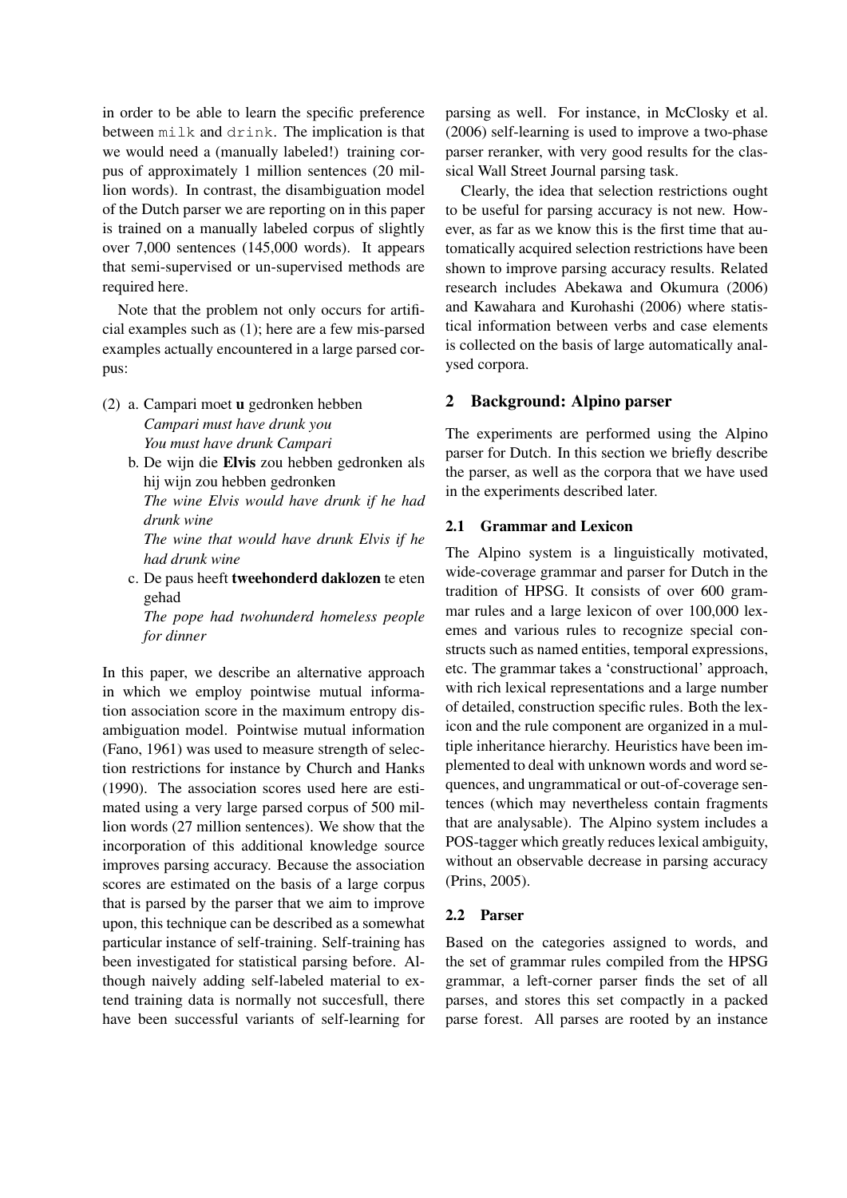in order to be able to learn the specific preference between `milk` and `drink`. The implication is that we would need a (manually labeled!) training corpus of approximately 1 million sentences (20 million words). In contrast, the disambiguation model of the Dutch parser we are reporting on in this paper is trained on a manually labeled corpus of slightly over 7,000 sentences (145,000 words). It appears that semi-supervised or un-supervised methods are required here.

Note that the problem not only occurs for artificial examples such as (1); here are a few mis-parsed examples actually encountered in a large parsed corpus:

(2) a. Campari moet **u** gedronken hebben
*Campari must have drunk you*
*You must have drunk Campari*

b. De wijn die **Elvis** zou hebben gedronken als hij wijn zou hebben gedronken
*The wine Elvis would have drunk if he had drunk wine*
*The wine that would have drunk Elvis if he had drunk wine*

c. De paus heeft **tweehonderd daklozen** te eten gehad
*The pope had twohunderd homeless people for dinner*

In this paper, we describe an alternative approach in which we employ pointwise mutual information association score in the maximum entropy disambiguation model. Pointwise mutual information (Fano, 1961) was used to measure strength of selection restrictions for instance by Church and Hanks (1990). The association scores used here are estimated using a very large parsed corpus of 500 million words (27 million sentences). We show that the incorporation of this additional knowledge source improves parsing accuracy. Because the association scores are estimated on the basis of a large corpus that is parsed by the parser that we aim to improve upon, this technique can be described as a somewhat particular instance of self-training. Self-training has been investigated for statistical parsing before. Although naively adding self-labeled material to extend training data is normally not succesfull, there have been successful variants of self-learning for parsing as well. For instance, in McClosky et al. (2006) self-learning is used to improve a two-phase parser reranker, with very good results for the classical Wall Street Journal parsing task.

Clearly, the idea that selection restrictions ought to be useful for parsing accuracy is not new. However, as far as we know this is the first time that automatically acquired selection restrictions have been shown to improve parsing accuracy results. Related research includes Abekawa and Okumura (2006) and Kawahara and Kurohashi (2006) where statistical information between verbs and case elements is collected on the basis of large automatically analysed corpora.

## 2 Background: Alpino parser

The experiments are performed using the Alpino parser for Dutch. In this section we briefly describe the parser, as well as the corpora that we have used in the experiments described later.

### 2.1 Grammar and Lexicon

The Alpino system is a linguistically motivated, wide-coverage grammar and parser for Dutch in the tradition of HPSG. It consists of over 600 grammar rules and a large lexicon of over 100,000 lexemes and various rules to recognize special constructs such as named entities, temporal expressions, etc. The grammar takes a 'constructional' approach, with rich lexical representations and a large number of detailed, construction specific rules. Both the lexicon and the rule component are organized in a multiple inheritance hierarchy. Heuristics have been implemented to deal with unknown words and word sequences, and ungrammatical or out-of-coverage sentences (which may nevertheless contain fragments that are analysable). The Alpino system includes a POS-tagger which greatly reduces lexical ambiguity, without an observable decrease in parsing accuracy (Prins, 2005).

### 2.2 Parser

Based on the categories assigned to words, and the set of grammar rules compiled from the HPSG grammar, a left-corner parser finds the set of all parses, and stores this set compactly in a packed parse forest. All parses are rooted by an instance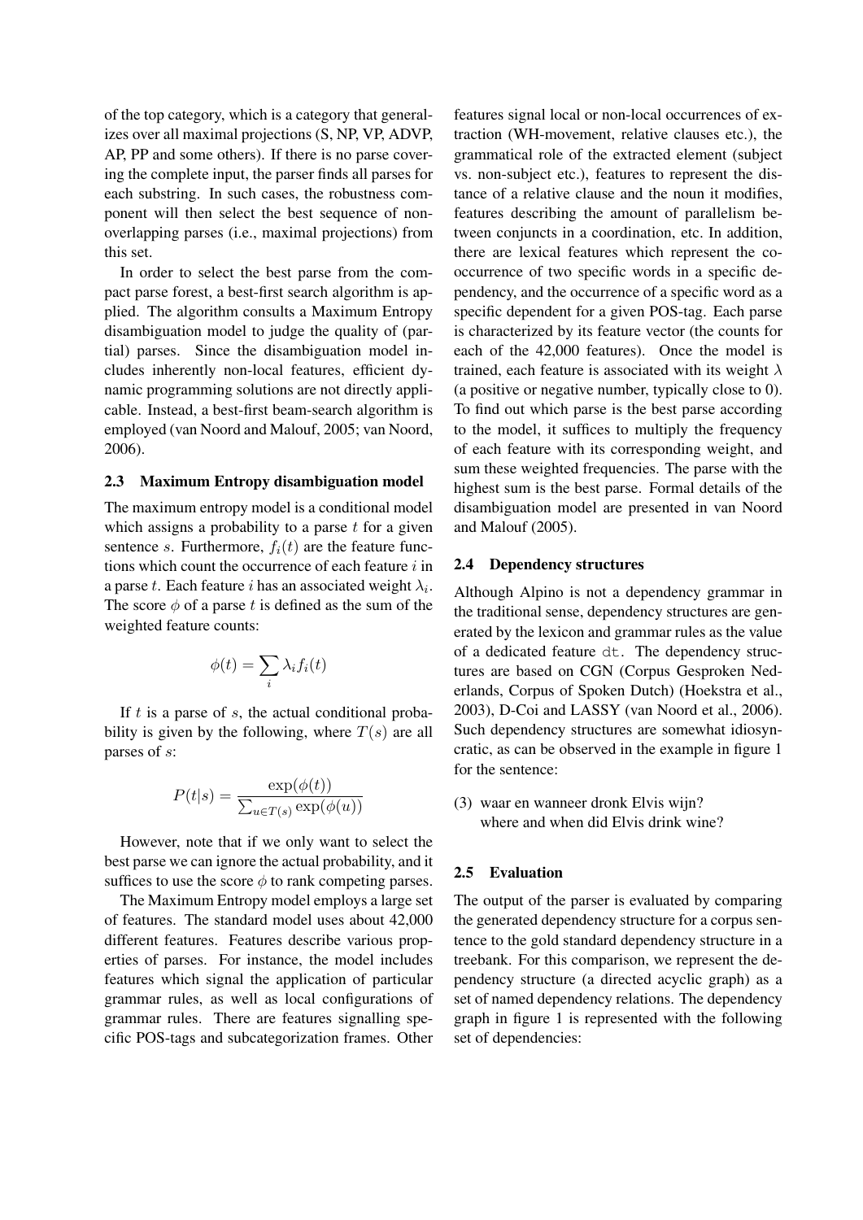of the top category, which is a category that generalizes over all maximal projections (S, NP, VP, ADVP, AP, PP and some others). If there is no parse covering the complete input, the parser finds all parses for each substring. In such cases, the robustness component will then select the best sequence of non-overlapping parses (i.e., maximal projections) from this set.

In order to select the best parse from the compact parse forest, a best-first search algorithm is applied. The algorithm consults a Maximum Entropy disambiguation model to judge the quality of (partial) parses. Since the disambiguation model includes inherently non-local features, efficient dynamic programming solutions are not directly applicable. Instead, a best-first beam-search algorithm is employed (van Noord and Malouf, 2005; van Noord, 2006).

### 2.3 Maximum Entropy disambiguation model

The maximum entropy model is a conditional model which assigns a probability to a parse $t$ for a given sentence $s$. Furthermore, $f_i(t)$ are the feature functions which count the occurrence of each feature $i$ in a parse $t$. Each feature $i$ has an associated weight $\lambda_i$. The score $\phi$ of a parse $t$ is defined as the sum of the weighted feature counts:

$$\phi(t) = \sum_i \lambda_i f_i(t)$$

If $t$ is a parse of $s$, the actual conditional probability is given by the following, where $T(s)$ are all parses of $s$:

$$P(t|s) = \frac{\exp(\phi(t))}{\sum_{u \in T(s)} \exp(\phi(u))}$$

However, note that if we only want to select the best parse we can ignore the actual probability, and it suffices to use the score $\phi$ to rank competing parses.

The Maximum Entropy model employs a large set of features. The standard model uses about 42,000 different features. Features describe various properties of parses. For instance, the model includes features which signal the application of particular grammar rules, as well as local configurations of grammar rules. There are features signalling specific POS-tags and subcategorization frames. Other features signal local or non-local occurrences of extraction (WH-movement, relative clauses etc.), the grammatical role of the extracted element (subject vs. non-subject etc.), features to represent the distance of a relative clause and the noun it modifies, features describing the amount of parallelism between conjuncts in a coordination, etc. In addition, there are lexical features which represent the co-occurrence of two specific words in a specific dependency, and the occurrence of a specific word as a specific dependent for a given POS-tag. Each parse is characterized by its feature vector (the counts for each of the 42,000 features). Once the model is trained, each feature is associated with its weight $\lambda$ (a positive or negative number, typically close to 0). To find out which parse is the best parse according to the model, it suffices to multiply the frequency of each feature with its corresponding weight, and sum these weighted frequencies. The parse with the highest sum is the best parse. Formal details of the disambiguation model are presented in van Noord and Malouf (2005).

### 2.4 Dependency structures

Although Alpino is not a dependency grammar in the traditional sense, dependency structures are generated by the lexicon and grammar rules as the value of a dedicated feature `dt`. The dependency structures are based on CGN (Corpus Gesproken Nederlands, Corpus of Spoken Dutch) (Hoekstra et al., 2003), D-Coi and LASSY (van Noord et al., 2006). Such dependency structures are somewhat idiosyncratic, as can be observed in the example in figure 1 for the sentence:

(3) waar en wanneer dronk Elvis wijn?
where and when did Elvis drink wine?

### 2.5 Evaluation

The output of the parser is evaluated by comparing the generated dependency structure for a corpus sentence to the gold standard dependency structure in a treebank. For this comparison, we represent the dependency structure (a directed acyclic graph) as a set of named dependency relations. The dependency graph in figure 1 is represented with the following set of dependencies: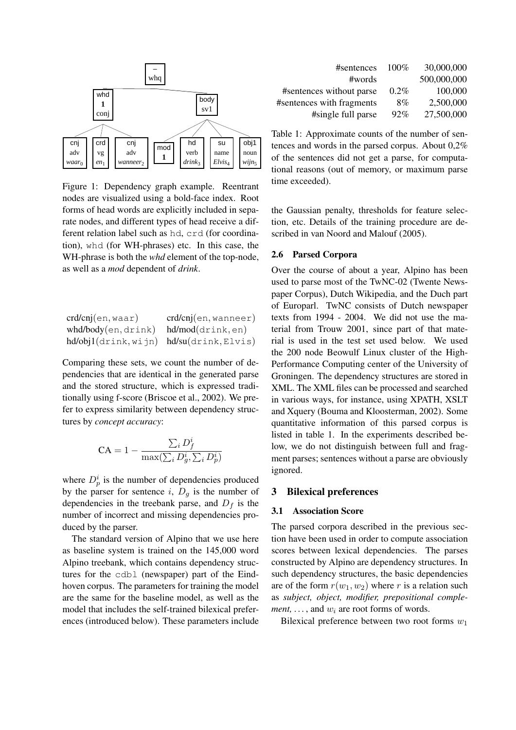Figure 1: Dependency graph example. Reentrant nodes are visualized using a bold-face index. Root forms of head words are explicitly included in separate nodes, and different types of head receive a different relation label such as hd, crd (for coordination), whd (for WH-phrases) etc. In this case, the WH-phrase is both the *whd* element of the top-node, as well as a *mod* dependent of *drink*.

| | |
|---|---|
| crd/cnj(en, waar) | crd/cnj(en, wanneer) |
| whd/body(en, drink) | hd/mod(drink, en) |
| hd/obj1(drink, wijn) | hd/su(drink, Elvis) |

Comparing these sets, we count the number of dependencies that are identical in the generated parse and the stored structure, which is expressed traditionally using f-score (Briscoe et al., 2002). We prefer to express similarity between dependency structures by *concept accuracy*:

$$\text{CA} = 1 - \frac{\sum_i D_f^i}{\max(\sum_i D_g^i, \sum_i D_p^i)}$$

where $D_p^i$ is the number of dependencies produced by the parser for sentence $i$, $D_g$ is the number of dependencies in the treebank parse, and $D_f$ is the number of incorrect and missing dependencies produced by the parser.

The standard version of Alpino that we use here as baseline system is trained on the 145,000 word Alpino treebank, which contains dependency structures for the cdbl (newspaper) part of the Eindhoven corpus. The parameters for training the model are the same for the baseline model, as well as the model that includes the self-trained bilexical preferences (introduced below). These parameters include the Gaussian penalty, thresholds for feature selection, etc. Details of the training procedure are described in van Noord and Malouf (2005).

### 2.6 Parsed Corpora

Over the course of about a year, Alpino has been used to parse most of the TwNC-02 (Twente Newspaper Corpus), Dutch Wikipedia, and the Duch part of Europarl. TwNC consists of Dutch newspaper texts from 1994 - 2004. We did not use the material from Trouw 2001, since part of that material is used in the test set used below. We used the 200 node Beowulf Linux cluster of the High-Performance Computing center of the University of Groningen. The dependency structures are stored in XML. The XML files can be processed and searched in various ways, for instance, using XPATH, XSLT and Xquery (Bouma and Kloosterman, 2002). Some quantitative information of this parsed corpus is listed in table 1. In the experiments described below, we do not distinguish between full and fragment parses; sentences without a parse are obviously ignored.

| | | |
|---|---|---|
| #sentences | 100% | 30,000,000 |
| #words | | 500,000,000 |
| #sentences without parse | 0.2% | 100,000 |
| #sentences with fragments | 8% | 2,500,000 |
| #single full parse | 92% | 27,500,000 |

Table 1: Approximate counts of the number of sentences and words in the parsed corpus. About 0,2% of the sentences did not get a parse, for computational reasons (out of memory, or maximum parse time exceeded).

## 3 Bilexical preferences

### 3.1 Association Score

The parsed corpora described in the previous section have been used in order to compute association scores between lexical dependencies. The parses constructed by Alpino are dependency structures. In such dependency structures, the basic dependencies are of the form $r(w_1, w_2)$ where $r$ is a relation such as *subject, object, modifier, prepositional complement, . . .*, and $w_i$ are root forms of words.

Bilexical preference between two root forms $w_1$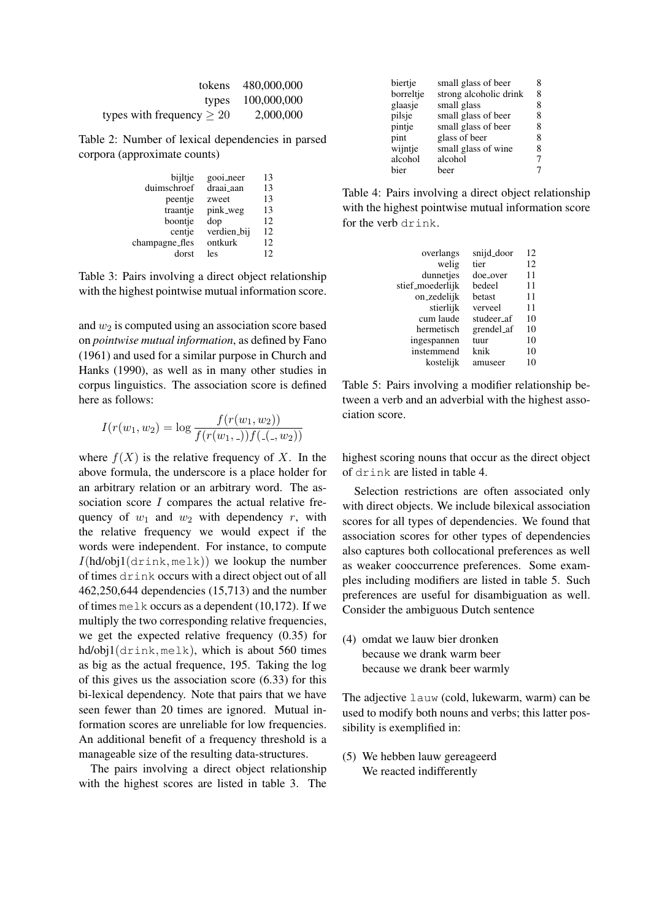| | |
|---|---|
| tokens | 480,000,000 |
| types | 100,000,000 |
| types with frequency $\geq 20$ | 2,000,000 |

Table 2: Number of lexical dependencies in parsed corpora (approximate counts)

| | | |
|---|---|---|
| bijltje | gooi_neer | 13 |
| duimschroef | draai_aan | 13 |
| peentje | zweet | 13 |
| traantje | pink_weg | 13 |
| boontje | dop | 12 |
| centje | verdien_bij | 12 |
| champagne_fles | ontkurk | 12 |
| dorst | les | 12 |

Table 3: Pairs involving a direct object relationship with the highest pointwise mutual information score.

and $w_2$ is computed using an association score based on *pointwise mutual information*, as defined by Fano (1961) and used for a similar purpose in Church and Hanks (1990), as well as in many other studies in corpus linguistics. The association score is defined here as follows:

$$I(r(w_1, w_2) = \log \frac{f(r(w_1, w_2))}{f(r(w_1, \_))f(\_(\_, w_2))}$$

where $f(X)$ is the relative frequency of $X$. In the above formula, the underscore is a place holder for an arbitrary relation or an arbitrary word. The association score $I$ compares the actual relative frequency of $w_1$ and $w_2$ with dependency $r$, with the relative frequency we would expect if the words were independent. For instance, to compute $I$(hd/obj1(drink, melk)) we lookup the number of times drink occurs with a direct object out of all 462,250,644 dependencies (15,713) and the number of times melk occurs as a dependent (10,172). If we multiply the two corresponding relative frequencies, we get the expected relative frequency (0.35) for hd/obj1(drink, melk), which is about 560 times as big as the actual frequence, 195. Taking the log of this gives us the association score (6.33) for this bi-lexical dependency. Note that pairs that we have seen fewer than 20 times are ignored. Mutual information scores are unreliable for low frequencies. An additional benefit of a frequency threshold is a manageable size of the resulting data-structures.

The pairs involving a direct object relationship with the highest scores are listed in table 3. The highest scoring nouns that occur as the direct object of drink are listed in table 4.

| | | |
|---|---|---|
| biertje | small glass of beer | 8 |
| borreltje | strong alcoholic drink | 8 |
| glaasje | small glass | 8 |
| pilsje | small glass of beer | 8 |
| pintje | small glass of beer | 8 |
| pint | glass of beer | 8 |
| wijntje | small glass of wine | 8 |
| alcohol | alcohol | 7 |
| bier | beer | 7 |

Table 4: Pairs involving a direct object relationship with the highest pointwise mutual information score for the verb drink.

| | | |
|---|---|---|
| overlangs | snijd_door | 12 |
| welig | tier | 12 |
| dunnetjes | doe_over | 11 |
| stief_moederlijk | bedeel | 11 |
| on_zedelijk | betast | 11 |
| stierlijk | verveel | 11 |
| cum laude | studeer_af | 10 |
| hermetisch | grendel_af | 10 |
| ingespannen | tuur | 10 |
| instemmend | knik | 10 |
| kostelijk | amuseer | 10 |

Table 5: Pairs involving a modifier relationship between a verb and an adverbial with the highest association score.

Selection restrictions are often associated only with direct objects. We include bilexical association scores for all types of dependencies. We found that association scores for other types of dependencies also captures both collocational preferences as well as weaker cooccurrence preferences. Some examples including modifiers are listed in table 5. Such preferences are useful for disambiguation as well. Consider the ambiguous Dutch sentence

(4) omdat we lauw bier dronken
because we drank warm beer
because we drank beer warmly

The adjective lauw (cold, lukewarm, warm) can be used to modify both nouns and verbs; this latter possibility is exemplified in:

(5) We hebben lauw gereageerd
We reacted indifferently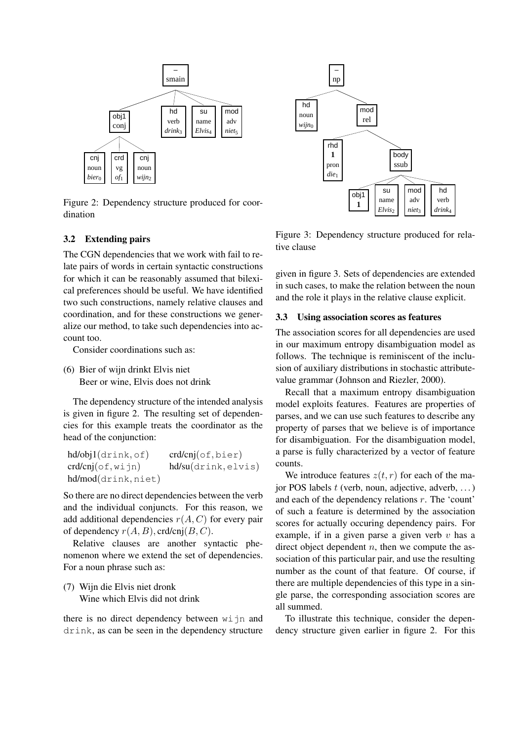Figure 2: Dependency structure produced for coordination

### 3.2 Extending pairs

The CGN dependencies that we work with fail to relate pairs of words in certain syntactic constructions for which it can be reasonably assumed that bilexical preferences should be useful. We have identified two such constructions, namely relative clauses and coordination, and for these constructions we generalize our method, to take such dependencies into account too.

Consider coordinations such as:

(6) Bier of wijn drinkt Elvis niet
Beer or wine, Elvis does not drink

The dependency structure of the intended analysis is given in figure 2. The resulting set of dependencies for this example treats the coordinator as the head of the conjunction:

hd/obj1(drink, of) crd/cnj(of, bier)
crd/cnj(of, wijn) hd/su(drink, elvis)
hd/mod(drink, niet)

So there are no direct dependencies between the verb and the individual conjuncts. For this reason, we add additional dependencies $r(A, C)$ for every pair of dependency $r(A, B)$, crd/cnj$(B, C)$.

Relative clauses are another syntactic phenomenon where we extend the set of dependencies. For a noun phrase such as:

(7) Wijn die Elvis niet dronk
Wine which Elvis did not drink

there is no direct dependency between wijn and drink, as can be seen in the dependency structure given in figure 3. Sets of dependencies are extended in such cases, to make the relation between the noun and the role it plays in the relative clause explicit.

Figure 3: Dependency structure produced for relative clause

### 3.3 Using association scores as features

The association scores for all dependencies are used in our maximum entropy disambiguation model as follows. The technique is reminiscent of the inclusion of auxiliary distributions in stochastic attribute-value grammar (Johnson and Riezler, 2000).

Recall that a maximum entropy disambiguation model exploits features. Features are properties of parses, and we can use such features to describe any property of parses that we believe is of importance for disambiguation. For the disambiguation model, a parse is fully characterized by a vector of feature counts.

We introduce features $z(t, r)$ for each of the major POS labels $t$ (verb, noun, adjective, adverb, ...) and each of the dependency relations $r$. The 'count' of such a feature is determined by the association scores for actually occuring dependency pairs. For example, if in a given parse a given verb $v$ has a direct object dependent $n$, then we compute the association of this particular pair, and use the resulting number as the count of that feature. Of course, if there are multiple dependencies of this type in a single parse, the corresponding association scores are all summed.

To illustrate this technique, consider the dependency structure given earlier in figure 2. For this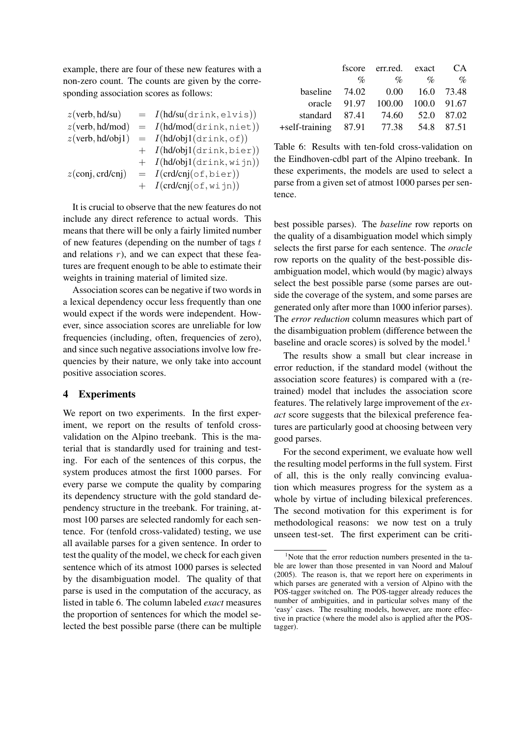example, there are four of these new features with a non-zero count. The counts are given by the corresponding association scores as follows:

$$
\begin{aligned}
z(\text{verb}, \text{hd/su}) &= I(\text{hd/su}(\texttt{drink}, \texttt{elvis})) \\
z(\text{verb}, \text{hd/mod}) &= I(\text{hd/mod}(\texttt{drink}, \texttt{niet})) \\
z(\text{verb}, \text{hd/obj1}) &= I(\text{hd/obj1}(\texttt{drink}, \texttt{of})) \\
&+ I(\text{hd/obj1}(\texttt{drink}, \texttt{bier})) \\
&+ I(\text{hd/obj1}(\texttt{drink}, \texttt{wijn})) \\
z(\text{conj}, \text{crd/cnj}) &= I(\text{crd/cnj}(\texttt{of}, \texttt{bier})) \\
&+ I(\text{crd/cnj}(\texttt{of}, \texttt{wijn}))
\end{aligned}
$$

It is crucial to observe that the new features do not include any direct reference to actual words. This means that there will be only a fairly limited number of new features (depending on the number of tags $t$ and relations $r$), and we can expect that these features are frequent enough to be able to estimate their weights in training material of limited size.

Association scores can be negative if two words in a lexical dependency occur less frequently than one would expect if the words were independent. However, since association scores are unreliable for low frequencies (including, often, frequencies of zero), and since such negative associations involve low frequencies by their nature, we only take into account positive association scores.

## 4 Experiments

We report on two experiments. In the first experiment, we report on the results of tenfold cross-validation on the Alpino treebank. This is the material that is standardly used for training and testing. For each of the sentences of this corpus, the system produces atmost the first 1000 parses. For every parse we compute the quality by comparing its dependency structure with the gold standard dependency structure in the treebank. For training, atmost 100 parses are selected randomly for each sentence. For (tenfold cross-validated) testing, we use all available parses for a given sentence. In order to test the quality of the model, we check for each given sentence which of its atmost 1000 parses is selected by the disambiguation model. The quality of that parse is used in the computation of the accuracy, as listed in table 6. The column labeled *exact* measures the proportion of sentences for which the model selected the best possible parse (there can be multiple best possible parses). The *baseline* row reports on the quality of a disambiguation model which simply selects the first parse for each sentence. The *oracle* row reports on the quality of the best-possible disambiguation model, which would (by magic) always select the best possible parse (some parses are outside the coverage of the system, and some parses are generated only after more than 1000 inferior parses). The *error reduction* column measures which part of the disambiguation problem (difference between the baseline and oracle scores) is solved by the model.[1]

| | fscore % | err.red. % | exact % | CA % |
|---|---|---|---|---|
| baseline | 74.02 | 0.00 | 16.0 | 73.48 |
| oracle | 91.97 | 100.00 | 100.0 | 91.67 |
| standard | 87.41 | 74.60 | 52.0 | 87.02 |
| +self-training | 87.91 | 77.38 | 54.8 | 87.51 |

Table 6: Results with ten-fold cross-validation on the Eindhoven-cdbl part of the Alpino treebank. In these experiments, the models are used to select a parse from a given set of atmost 1000 parses per sentence.

The results show a small but clear increase in error reduction, if the standard model (without the association score features) is compared with a (retrained) model that includes the association score features. The relatively large improvement of the *exact* score suggests that the bilexical preference features are particularly good at choosing between very good parses.

For the second experiment, we evaluate how well the resulting model performs in the full system. First of all, this is the only really convincing evaluation which measures progress for the system as a whole by virtue of including bilexical preferences. The second motivation for this experiment is for methodological reasons: we now test on a truly unseen test-set. The first experiment can be criti-

[1] Note that the error reduction numbers presented in the table are lower than those presented in van Noord and Malouf (2005). The reason is, that we report here on experiments in which parses are generated with a version of Alpino with the POS-tagger switched on. The POS-tagger already reduces the number of ambiguities, and in particular solves many of the 'easy' cases. The resulting models, however, are more effective in practice (where the model also is applied after the POS-tagger).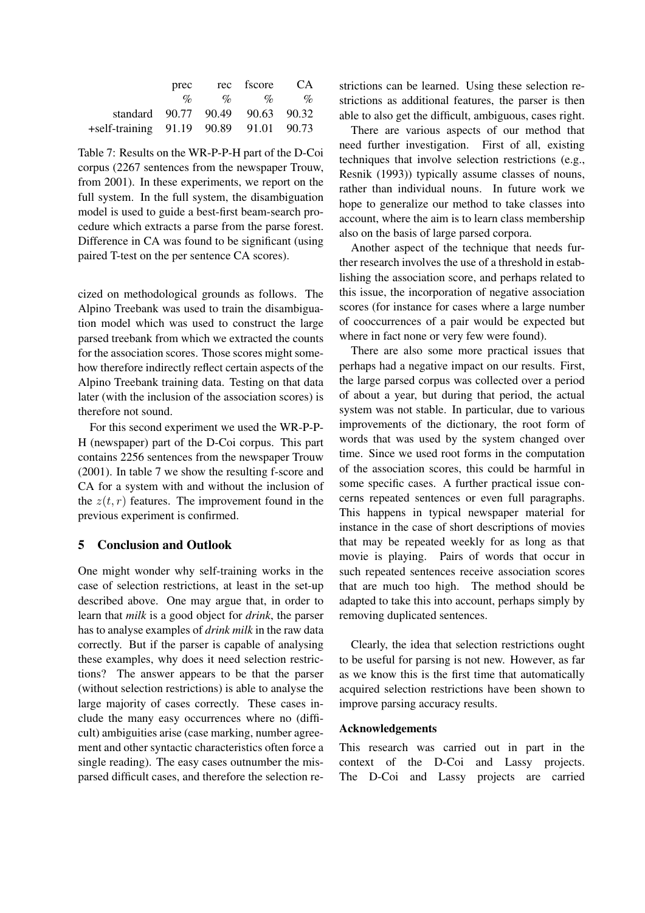| | prec | rec | fscore | CA |
|---|---|---|---|---|
| | % | % | % | % |
| standard | 90.77 | 90.49 | 90.63 | 90.32 |
| +self-training | 91.19 | 90.89 | 91.01 | 90.73 |

Table 7: Results on the WR-P-P-H part of the D-Coi corpus (2267 sentences from the newspaper Trouw, from 2001). In these experiments, we report on the full system. In the full system, the disambiguation model is used to guide a best-first beam-search procedure which extracts a parse from the parse forest. Difference in CA was found to be significant (using paired T-test on the per sentence CA scores).

cized on methodological grounds as follows. The Alpino Treebank was used to train the disambiguation model which was used to construct the large parsed treebank from which we extracted the counts for the association scores. Those scores might somehow therefore indirectly reflect certain aspects of the Alpino Treebank training data. Testing on that data later (with the inclusion of the association scores) is therefore not sound.

For this second experiment we used the WR-P-P-H (newspaper) part of the D-Coi corpus. This part contains 2256 sentences from the newspaper Trouw (2001). In table 7 we show the resulting f-score and CA for a system with and without the inclusion of the $z(t, r)$ features. The improvement found in the previous experiment is confirmed.

## 5 Conclusion and Outlook

One might wonder why self-training works in the case of selection restrictions, at least in the set-up described above. One may argue that, in order to learn that *milk* is a good object for *drink*, the parser has to analyse examples of *drink milk* in the raw data correctly. But if the parser is capable of analysing these examples, why does it need selection restrictions? The answer appears to be that the parser (without selection restrictions) is able to analyse the large majority of cases correctly. These cases include the many easy occurrences where no (difficult) ambiguities arise (case marking, number agreement and other syntactic characteristics often force a single reading). The easy cases outnumber the misparsed difficult cases, and therefore the selection restrictions can be learned. Using these selection restrictions as additional features, the parser is then able to also get the difficult, ambiguous, cases right.

There are various aspects of our method that need further investigation. First of all, existing techniques that involve selection restrictions (e.g., Resnik (1993)) typically assume classes of nouns, rather than individual nouns. In future work we hope to generalize our method to take classes into account, where the aim is to learn class membership also on the basis of large parsed corpora.

Another aspect of the technique that needs further research involves the use of a threshold in establishing the association score, and perhaps related to this issue, the incorporation of negative association scores (for instance for cases where a large number of cooccurrences of a pair would be expected but where in fact none or very few were found).

There are also some more practical issues that perhaps had a negative impact on our results. First, the large parsed corpus was collected over a period of about a year, but during that period, the actual system was not stable. In particular, due to various improvements of the dictionary, the root form of words that was used by the system changed over time. Since we used root forms in the computation of the association scores, this could be harmful in some specific cases. A further practical issue concerns repeated sentences or even full paragraphs. This happens in typical newspaper material for instance in the case of short descriptions of movies that may be repeated weekly for as long as that movie is playing. Pairs of words that occur in such repeated sentences receive association scores that are much too high. The method should be adapted to take this into account, perhaps simply by removing duplicated sentences.

Clearly, the idea that selection restrictions ought to be useful for parsing is not new. However, as far as we know this is the first time that automatically acquired selection restrictions have been shown to improve parsing accuracy results.

### Acknowledgements

This research was carried out in part in the context of the D-Coi and Lassy projects. The D-Coi and Lassy projects are carried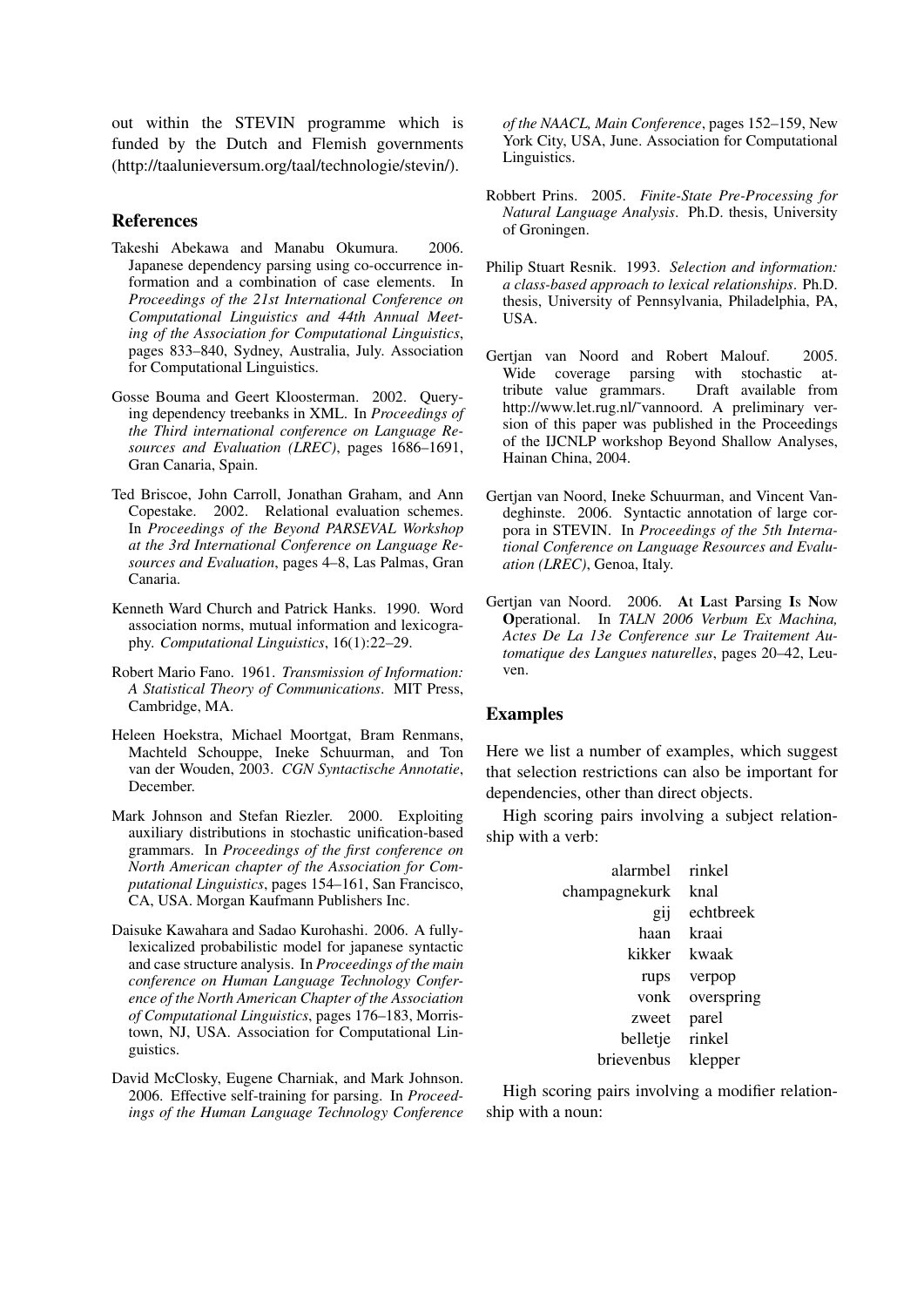out within the STEVIN programme which is funded by the Dutch and Flemish governments (http://taalunieversum.org/taal/technologie/stevin/).

## References

Takeshi Abekawa and Manabu Okumura. 2006. Japanese dependency parsing using co-occurrence information and a combination of case elements. In *Proceedings of the 21st International Conference on Computational Linguistics and 44th Annual Meeting of the Association for Computational Linguistics*, pages 833–840, Sydney, Australia, July. Association for Computational Linguistics.

Gosse Bouma and Geert Kloosterman. 2002. Querying dependency treebanks in XML. In *Proceedings of the Third international conference on Language Resources and Evaluation (LREC)*, pages 1686–1691, Gran Canaria, Spain.

Ted Briscoe, John Carroll, Jonathan Graham, and Ann Copestake. 2002. Relational evaluation schemes. In *Proceedings of the Beyond PARSEVAL Workshop at the 3rd International Conference on Language Resources and Evaluation*, pages 4–8, Las Palmas, Gran Canaria.

Kenneth Ward Church and Patrick Hanks. 1990. Word association norms, mutual information and lexicography. *Computational Linguistics*, 16(1):22–29.

Robert Mario Fano. 1961. *Transmission of Information: A Statistical Theory of Communications*. MIT Press, Cambridge, MA.

Heleen Hoekstra, Michael Moortgat, Bram Renmans, Machteld Schouppe, Ineke Schuurman, and Ton van der Wouden, 2003. *CGN Syntactische Annotatie*, December.

Mark Johnson and Stefan Riezler. 2000. Exploiting auxiliary distributions in stochastic unification-based grammars. In *Proceedings of the first conference on North American chapter of the Association for Computational Linguistics*, pages 154–161, San Francisco, CA, USA. Morgan Kaufmann Publishers Inc.

Daisuke Kawahara and Sadao Kurohashi. 2006. A fully-lexicalized probabilistic model for japanese syntactic and case structure analysis. In *Proceedings of the main conference on Human Language Technology Conference of the North American Chapter of the Association of Computational Linguistics*, pages 176–183, Morristown, NJ, USA. Association for Computational Linguistics.

David McClosky, Eugene Charniak, and Mark Johnson. 2006. Effective self-training for parsing. In *Proceedings of the Human Language Technology Conference of the NAACL, Main Conference*, pages 152–159, New York City, USA, June. Association for Computational Linguistics.

Robbert Prins. 2005. *Finite-State Pre-Processing for Natural Language Analysis*. Ph.D. thesis, University of Groningen.

Philip Stuart Resnik. 1993. *Selection and information: a class-based approach to lexical relationships*. Ph.D. thesis, University of Pennsylvania, Philadelphia, PA, USA.

Gertjan van Noord and Robert Malouf. 2005. Wide coverage parsing with stochastic attribute value grammars. Draft available from http://www.let.rug.nl/˜vannoord. A preliminary version of this paper was published in the Proceedings of the IJCNLP workshop Beyond Shallow Analyses, Hainan China, 2004.

Gertjan van Noord, Ineke Schuurman, and Vincent Vandeghinste. 2006. Syntactic annotation of large corpora in STEVIN. In *Proceedings of the 5th International Conference on Language Resources and Evaluation (LREC)*, Genoa, Italy.

Gertjan van Noord. 2006. **A**t **L**ast **P**arsing **I**s **N**ow **O**perational. In *TALN 2006 Verbum Ex Machina, Actes De La 13e Conference sur Le Traitement Automatique des Langues naturelles*, pages 20–42, Leuven.

## Examples

Here we list a number of examples, which suggest that selection restrictions can also be important for dependencies, other than direct objects.

High scoring pairs involving a subject relationship with a verb:

| | |
|---|---|
| alarmbel | rinkel |
| champagnekurk | knal |
| gij | echtbreek |
| haan | kraai |
| kikker | kwaak |
| rups | verpop |
| vonk | overspring |
| zweet | parel |
| belletje | rinkel |
| brievenbus | klepper |

High scoring pairs involving a modifier relationship with a noun: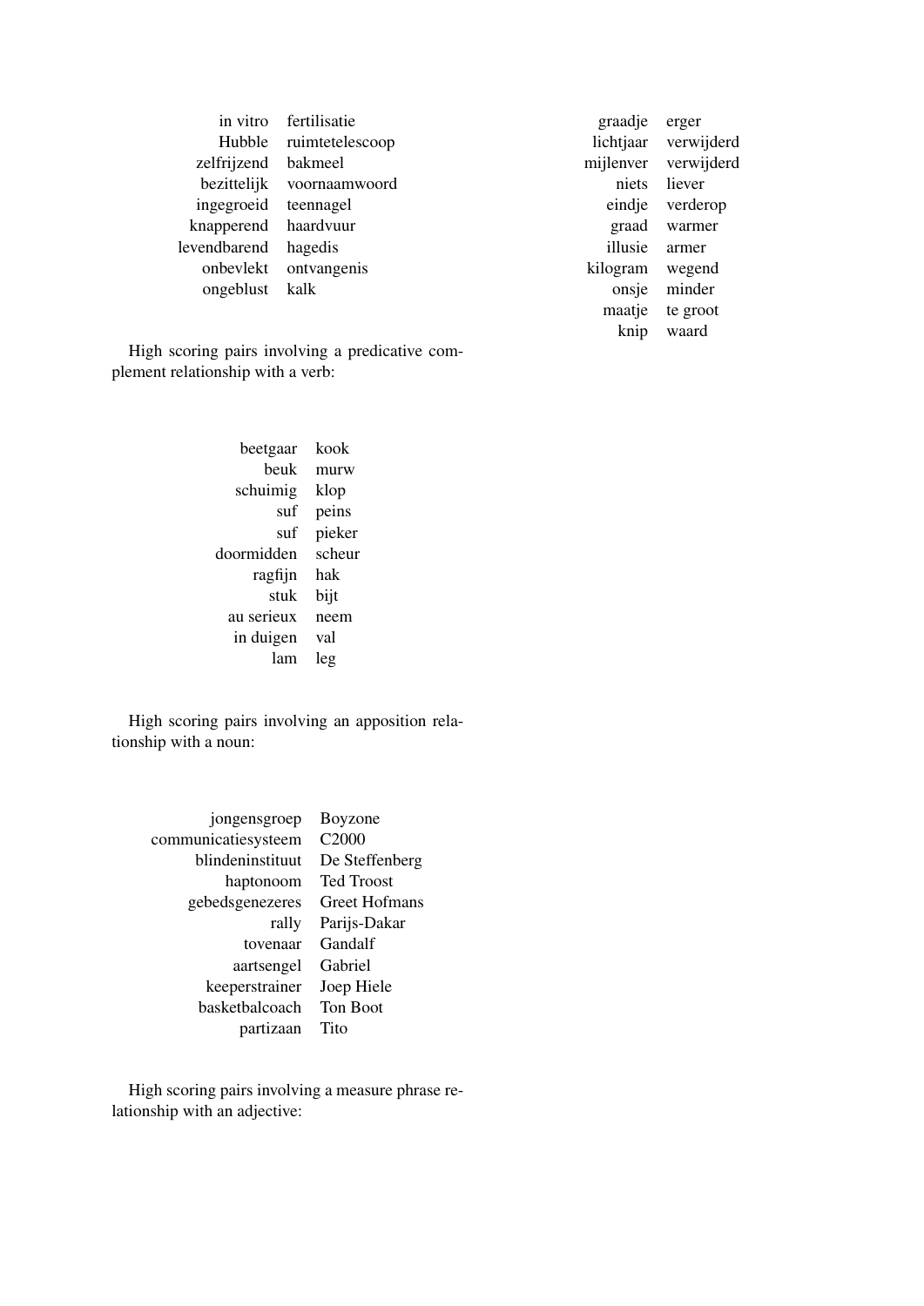| | |
|---|---|
| in vitro | fertilisatie |
| Hubble | ruimtetelescoop |
| zelfrijzend | bakmeel |
| bezittelijk | voornaamwoord |
| ingegroeid | teennagel |
| knapperend | haardvuur |
| levendbarend | hagedis |
| onbevlekt | ontvangenis |
| ongeblust | kalk |

High scoring pairs involving a predicative complement relationship with a verb:

| | |
|---|---|
| beetgaar | kook |
| beuk | murw |
| schuimig | klop |
| suf | peins |
| suf | pieker |
| doormidden | scheur |
| ragfijn | hak |
| stuk | bijt |
| au serieux | neem |
| in duigen | val |
| lam | leg |

High scoring pairs involving an apposition relationship with a noun:

| | |
|---|---|
| jongensgroep | Boyzone |
| communicatiesysteem | C2000 |
| blindeninstituut | De Steffenberg |
| haptonoom | Ted Troost |
| gebedsgenezeres | Greet Hofmans |
| rally | Parijs-Dakar |
| tovenaar | Gandalf |
| aartsengel | Gabriel |
| keeperstrainer | Joep Hiele |
| basketbalcoach | Ton Boot |
| partizaan | Tito |

High scoring pairs involving a measure phrase relationship with an adjective:

| | |
|---|---|
| graadje | erger |
| lichtjaar | verwijderd |
| mijlenver | verwijderd |
| niets | liever |
| eindje | verderop |
| graad | warmer |
| illusie | armer |
| kilogram | wegend |
| onsje | minder |
| maatje | te groot |
| knip | waard |